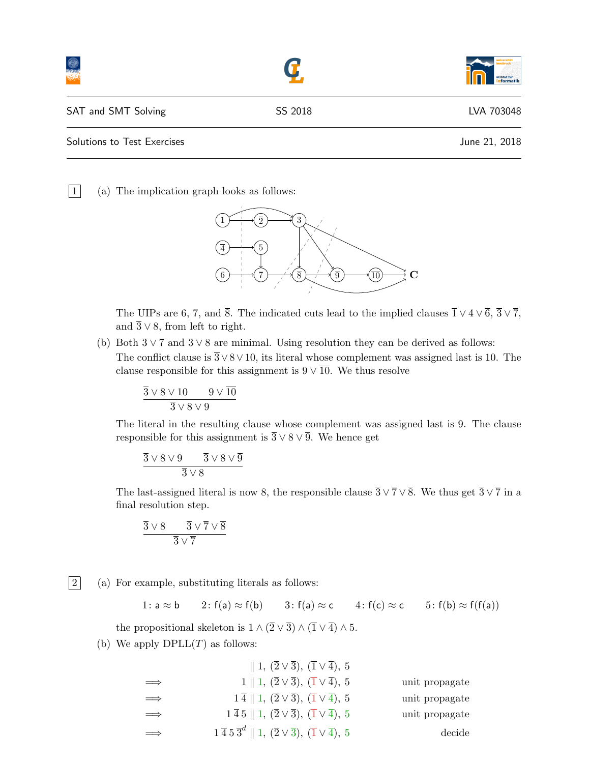SAT and SMT Solving — SS 2018 — LVA 703048

Solutions to Test Exercises — June 21, 2018

**1**

(a) The implication graph looks as follows:

The UIPs are 6, 7, and $\overline{8}$. The indicated cuts lead to the implied clauses $\overline{1} \vee 4 \vee \overline{6}$, $\overline{3} \vee \overline{7}$, and $\overline{3} \vee 8$, from left to right.

(b) Both $\overline{3} \vee \overline{7}$ and $\overline{3} \vee 8$ are minimal. Using resolution they can be derived as follows:

The conflict clause is $\overline{3} \vee 8 \vee 10$, its literal whose complement was assigned last is 10. The clause responsible for this assignment is $9 \vee \overline{10}$. We thus resolve

$$\frac{\overline{3} \vee 8 \vee 10 \qquad 9 \vee \overline{10}}{\overline{3} \vee 8 \vee 9}$$

The literal in the resulting clause whose complement was assigned last is 9. The clause responsible for this assignment is $\overline{3} \vee 8 \vee \overline{9}$. We hence get

$$\frac{\overline{3} \vee 8 \vee 9 \qquad \overline{3} \vee 8 \vee \overline{9}}{\overline{3} \vee 8}$$

The last-assigned literal is now 8, the responsible clause $\overline{3} \vee \overline{7} \vee \overline{8}$. We thus get $\overline{3} \vee \overline{7}$ in a final resolution step.

$$\frac{\overline{3} \vee 8 \qquad \overline{3} \vee \overline{7} \vee \overline{8}}{\overline{3} \vee \overline{7}}$$

**2**

(a) For example, substituting literals as follows:

$$1\colon \mathsf{a} \approx \mathsf{b} \qquad 2\colon \mathsf{f(a)} \approx \mathsf{f(b)} \qquad 3\colon \mathsf{f(a)} \approx \mathsf{c} \qquad 4\colon \mathsf{f(c)} \approx \mathsf{c} \qquad 5\colon \mathsf{f(b)} \approx \mathsf{f(f(a))}$$

the propositional skeleton is $1 \wedge (\overline{2} \vee \overline{3}) \wedge (\overline{1} \vee \overline{4}) \wedge 5$.

(b) We apply DPLL($T$) as follows:

| | | |
|---|---|---|
| | $\parallel 1,\ (\overline{2} \vee \overline{3}),\ (\overline{1} \vee \overline{4}),\ 5$ | |
| $\Longrightarrow$ | $1 \parallel 1,\ (\overline{2} \vee \overline{3}),\ (\overline{1} \vee \overline{4}),\ 5$ | unit propagate |
| $\Longrightarrow$ | $1\, \overline{4} \parallel 1,\ (\overline{2} \vee \overline{3}),\ (\overline{1} \vee \overline{4}),\ 5$ | unit propagate |
| $\Longrightarrow$ | $1\, \overline{4}\, 5 \parallel 1,\ (\overline{2} \vee \overline{3}),\ (\overline{1} \vee \overline{4}),\ 5$ | unit propagate |
| $\Longrightarrow$ | $1\, \overline{4}\, 5\, \overline{3}^d \parallel 1,\ (\overline{2} \vee \overline{3}),\ (\overline{1} \vee \overline{4}),\ 5$ | decide |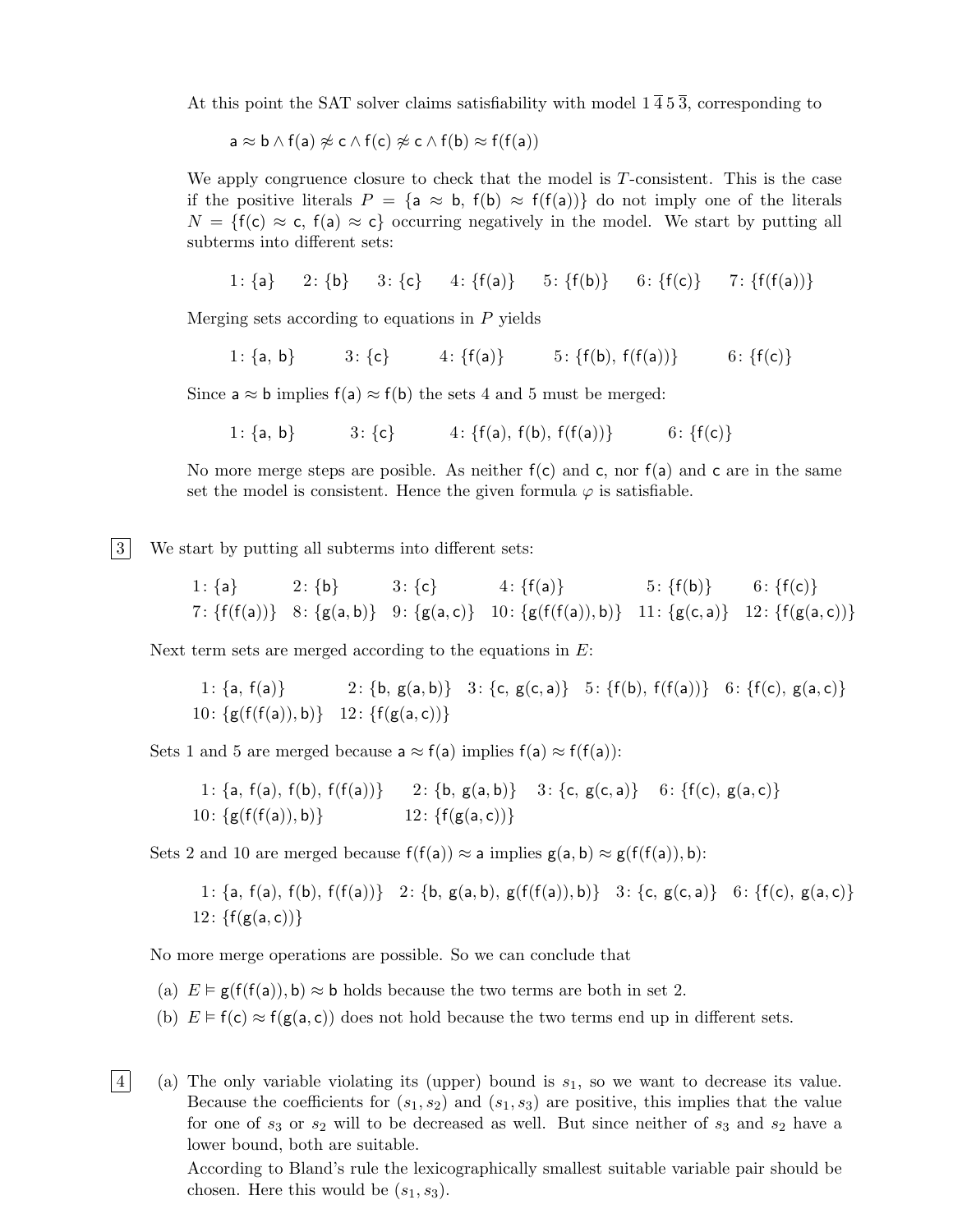At this point the SAT solver claims satisfiability with model $1\,\overline{4}\,5\,\overline{3}$, corresponding to

$$\mathsf{a} \approx \mathsf{b} \wedge \mathsf{f}(\mathsf{a}) \not\approx \mathsf{c} \wedge \mathsf{f}(\mathsf{c}) \not\approx \mathsf{c} \wedge \mathsf{f}(\mathsf{b}) \approx \mathsf{f}(\mathsf{f}(\mathsf{a}))$$

We apply congruence closure to check that the model is $T$-consistent. This is the case if the positive literals $P = \{\mathsf{a} \approx \mathsf{b},\ \mathsf{f}(\mathsf{b}) \approx \mathsf{f}(\mathsf{f}(\mathsf{a}))\}$ do not imply one of the literals $N = \{\mathsf{f}(\mathsf{c}) \approx \mathsf{c},\ \mathsf{f}(\mathsf{a}) \approx \mathsf{c}\}$ occurring negatively in the model. We start by putting all subterms into different sets:

$$1\colon \{\mathsf{a}\} \quad 2\colon \{\mathsf{b}\} \quad 3\colon \{\mathsf{c}\} \quad 4\colon \{\mathsf{f}(\mathsf{a})\} \quad 5\colon \{\mathsf{f}(\mathsf{b})\} \quad 6\colon \{\mathsf{f}(\mathsf{c})\} \quad 7\colon \{\mathsf{f}(\mathsf{f}(\mathsf{a}))\}$$

Merging sets according to equations in $P$ yields

$$1\colon \{\mathsf{a},\ \mathsf{b}\} \qquad 3\colon \{\mathsf{c}\} \qquad 4\colon \{\mathsf{f}(\mathsf{a})\} \qquad 5\colon \{\mathsf{f}(\mathsf{b}),\ \mathsf{f}(\mathsf{f}(\mathsf{a}))\} \qquad 6\colon \{\mathsf{f}(\mathsf{c})\}$$

Since $\mathsf{a} \approx \mathsf{b}$ implies $\mathsf{f}(\mathsf{a}) \approx \mathsf{f}(\mathsf{b})$ the sets 4 and 5 must be merged:

$$1\colon \{\mathsf{a},\ \mathsf{b}\} \qquad 3\colon \{\mathsf{c}\} \qquad 4\colon \{\mathsf{f}(\mathsf{a}),\ \mathsf{f}(\mathsf{b}),\ \mathsf{f}(\mathsf{f}(\mathsf{a}))\} \qquad 6\colon \{\mathsf{f}(\mathsf{c})\}$$

No more merge steps are posible. As neither $\mathsf{f}(\mathsf{c})$ and $\mathsf{c}$, nor $\mathsf{f}(\mathsf{a})$ and $\mathsf{c}$ are in the same set the model is consistent. Hence the given formula $\varphi$ is satisfiable.

**3** We start by putting all subterms into different sets:

$$\begin{array}{llllll} 1\colon \{\mathsf{a}\} & 2\colon \{\mathsf{b}\} & 3\colon \{\mathsf{c}\} & 4\colon \{\mathsf{f}(\mathsf{a})\} & 5\colon \{\mathsf{f}(\mathsf{b})\} & 6\colon \{\mathsf{f}(\mathsf{c})\} \\ 7\colon \{\mathsf{f}(\mathsf{f}(\mathsf{a}))\} & 8\colon \{\mathsf{g}(\mathsf{a},\mathsf{b})\} & 9\colon \{\mathsf{g}(\mathsf{a},\mathsf{c})\} & 10\colon \{\mathsf{g}(\mathsf{f}(\mathsf{f}(\mathsf{a})),\mathsf{b})\} & 11\colon \{\mathsf{g}(\mathsf{c},\mathsf{a})\} & 12\colon \{\mathsf{f}(\mathsf{g}(\mathsf{a},\mathsf{c}))\} \end{array}$$

Next term sets are merged according to the equations in $E$:

$$\begin{array}{lllll} 1\colon \{\mathsf{a},\ \mathsf{f}(\mathsf{a})\} & 2\colon \{\mathsf{b},\ \mathsf{g}(\mathsf{a},\mathsf{b})\} & 3\colon \{\mathsf{c},\ \mathsf{g}(\mathsf{c},\mathsf{a})\} & 5\colon \{\mathsf{f}(\mathsf{b}),\ \mathsf{f}(\mathsf{f}(\mathsf{a}))\} & 6\colon \{\mathsf{f}(\mathsf{c}),\ \mathsf{g}(\mathsf{a},\mathsf{c})\} \\ 10\colon \{\mathsf{g}(\mathsf{f}(\mathsf{f}(\mathsf{a})),\mathsf{b})\} & 12\colon \{\mathsf{f}(\mathsf{g}(\mathsf{a},\mathsf{c}))\} \end{array}$$

Sets 1 and 5 are merged because $\mathsf{a} \approx \mathsf{f}(\mathsf{a})$ implies $\mathsf{f}(\mathsf{a}) \approx \mathsf{f}(\mathsf{f}(\mathsf{a}))$:

$$\begin{array}{llll} 1\colon \{\mathsf{a},\ \mathsf{f}(\mathsf{a}),\ \mathsf{f}(\mathsf{b}),\ \mathsf{f}(\mathsf{f}(\mathsf{a}))\} & 2\colon \{\mathsf{b},\ \mathsf{g}(\mathsf{a},\mathsf{b})\} & 3\colon \{\mathsf{c},\ \mathsf{g}(\mathsf{c},\mathsf{a})\} & 6\colon \{\mathsf{f}(\mathsf{c}),\ \mathsf{g}(\mathsf{a},\mathsf{c})\} \\ 10\colon \{\mathsf{g}(\mathsf{f}(\mathsf{f}(\mathsf{a})),\mathsf{b})\} & 12\colon \{\mathsf{f}(\mathsf{g}(\mathsf{a},\mathsf{c}))\} \end{array}$$

Sets 2 and 10 are merged because $\mathsf{f}(\mathsf{f}(\mathsf{a})) \approx \mathsf{a}$ implies $\mathsf{g}(\mathsf{a},\mathsf{b}) \approx \mathsf{g}(\mathsf{f}(\mathsf{f}(\mathsf{a})),\mathsf{b})$:

$$\begin{array}{llll} 1\colon \{\mathsf{a},\ \mathsf{f}(\mathsf{a}),\ \mathsf{f}(\mathsf{b}),\ \mathsf{f}(\mathsf{f}(\mathsf{a}))\} & 2\colon \{\mathsf{b},\ \mathsf{g}(\mathsf{a},\mathsf{b}),\ \mathsf{g}(\mathsf{f}(\mathsf{f}(\mathsf{a})),\mathsf{b})\} & 3\colon \{\mathsf{c},\ \mathsf{g}(\mathsf{c},\mathsf{a})\} & 6\colon \{\mathsf{f}(\mathsf{c}),\ \mathsf{g}(\mathsf{a},\mathsf{c})\} \\ 12\colon \{\mathsf{f}(\mathsf{g}(\mathsf{a},\mathsf{c}))\} \end{array}$$

No more merge operations are possible. So we can conclude that

(a) $E \models \mathsf{g}(\mathsf{f}(\mathsf{f}(\mathsf{a})),\mathsf{b}) \approx \mathsf{b}$ holds because the two terms are both in set 2.

(b) $E \models \mathsf{f}(\mathsf{c}) \approx \mathsf{f}(\mathsf{g}(\mathsf{a},\mathsf{c}))$ does not hold because the two terms end up in different sets.

**4** (a) The only variable violating its (upper) bound is $s_1$, so we want to decrease its value. Because the coefficients for $(s_1, s_2)$ and $(s_1, s_3)$ are positive, this implies that the value for one of $s_3$ or $s_2$ will to be decreased as well. But since neither of $s_3$ and $s_2$ have a lower bound, both are suitable.

According to Bland's rule the lexicographically smallest suitable variable pair should be chosen. Here this would be $(s_1, s_3)$.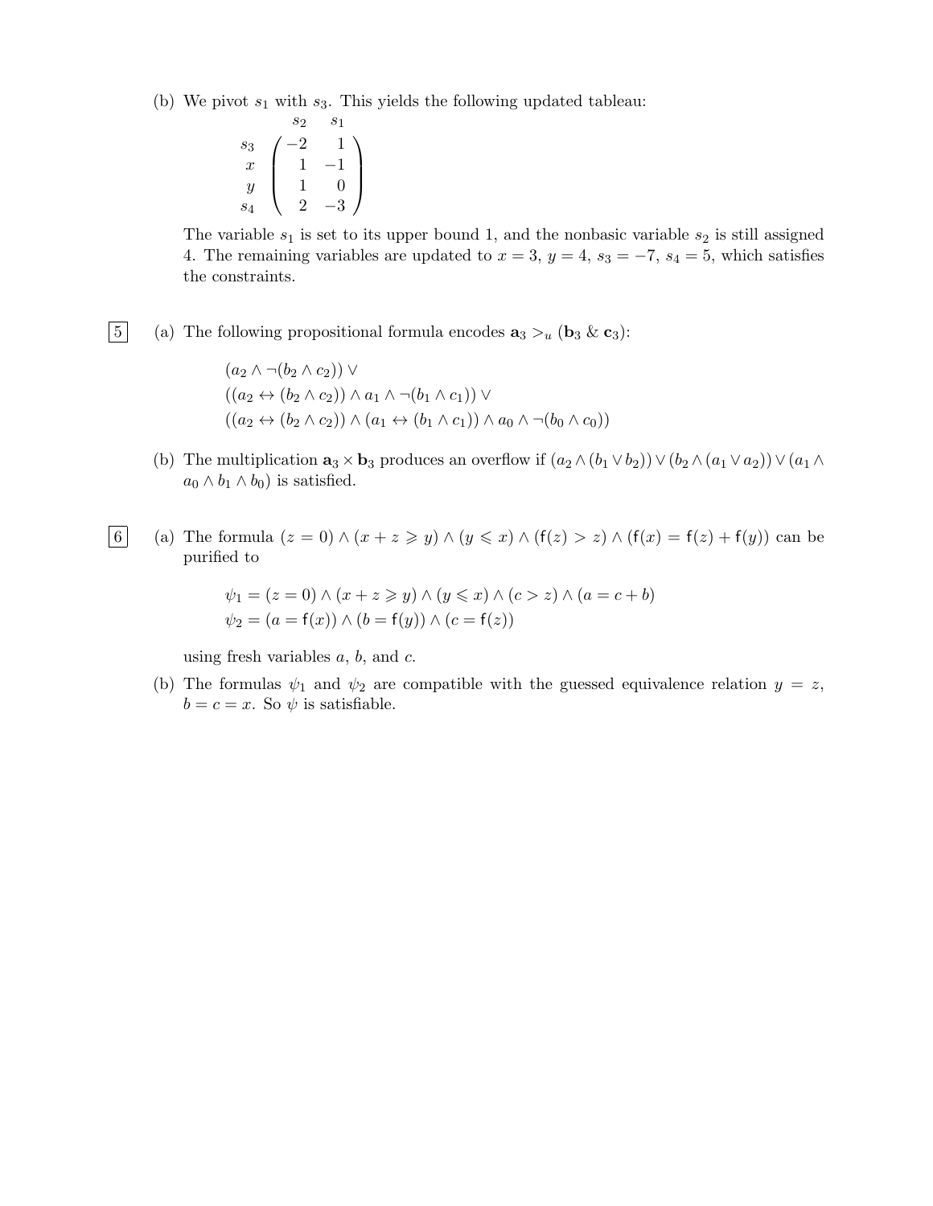(b) We pivot $s_1$ with $s_3$. This yields the following updated tableau:

$$
\begin{array}{c} \\ s_3 \\ x \\ y \\ s_4 \end{array}
\begin{array}{c} \begin{array}{cc} s_2 & s_1 \end{array} \\ \begin{pmatrix} -2 & 1 \\ 1 & -1 \\ 1 & 0 \\ 2 & -3 \end{pmatrix} \end{array}
$$

The variable $s_1$ is set to its upper bound 1, and the nonbasic variable $s_2$ is still assigned 4. The remaining variables are updated to $x = 3$, $y = 4$, $s_3 = -7$, $s_4 = 5$, which satisfies the constraints.

**5** (a) The following propositional formula encodes $\mathbf{a}_3 >_u (\mathbf{b}_3 \ \& \ \mathbf{c}_3)$:

$$
\begin{aligned}
&(a_2 \wedge \neg(b_2 \wedge c_2)) \vee \\
&((a_2 \leftrightarrow (b_2 \wedge c_2)) \wedge a_1 \wedge \neg(b_1 \wedge c_1)) \vee \\
&((a_2 \leftrightarrow (b_2 \wedge c_2)) \wedge (a_1 \leftrightarrow (b_1 \wedge c_1)) \wedge a_0 \wedge \neg(b_0 \wedge c_0))
\end{aligned}
$$

(b) The multiplication $\mathbf{a}_3 \times \mathbf{b}_3$ produces an overflow if $(a_2 \wedge (b_1 \vee b_2)) \vee (b_2 \wedge (a_1 \vee a_2)) \vee (a_1 \wedge a_0 \wedge b_1 \wedge b_0)$ is satisfied.

**6** (a) The formula $(z = 0) \wedge (x + z \geqslant y) \wedge (y \leqslant x) \wedge (\mathsf{f}(z) > z) \wedge (\mathsf{f}(x) = \mathsf{f}(z) + \mathsf{f}(y))$ can be purified to

$$
\begin{aligned}
\psi_1 &= (z = 0) \wedge (x + z \geqslant y) \wedge (y \leqslant x) \wedge (c > z) \wedge (a = c + b) \\
\psi_2 &= (a = \mathsf{f}(x)) \wedge (b = \mathsf{f}(y)) \wedge (c = \mathsf{f}(z))
\end{aligned}
$$

using fresh variables $a$, $b$, and $c$.

(b) The formulas $\psi_1$ and $\psi_2$ are compatible with the guessed equivalence relation $y = z$, $b = c = x$. So $\psi$ is satisfiable.